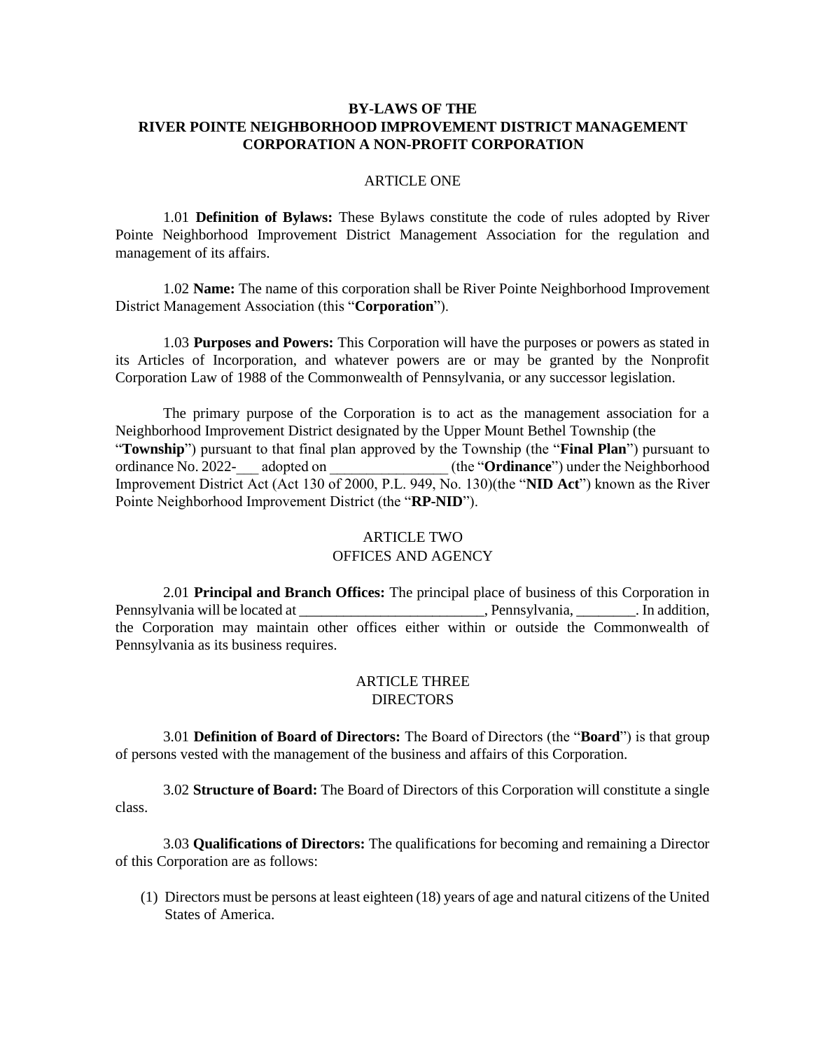# BY-LAWS OF THE RIVER POINTE NEIGHBORHOOD IMPROVEMENT DISTRICT MANAGEMENT CORPORATION A NON-PROFIT CORPORATION

## ARTICLE ONE

1.01 **Definition of Bylaws:** These Bylaws constitute the code of rules adopted by River Pointe Neighborhood Improvement District Management Association for the regulation and management of its affairs.

1.02 **Name:** The name of this corporation shall be River Pointe Neighborhood Improvement District Management Association (this "**Corporation**").

1.03 **Purposes and Powers:** This Corporation will have the purposes or powers as stated in its Articles of Incorporation, and whatever powers are or may be granted by the Nonprofit Corporation Law of 1988 of the Commonwealth of Pennsylvania, or any successor legislation.

The primary purpose of the Corporation is to act as the management association for a Neighborhood Improvement District designated by the Upper Mount Bethel Township (the "**Township**") pursuant to that final plan approved by the Township (the "**Final Plan**") pursuant to ordinance No. 2022-___ adopted on ________________ (the "**Ordinance**") under the Neighborhood Improvement District Act (Act 130 of 2000, P.L. 949, No. 130)(the "**NID Act**") known as the River Pointe Neighborhood Improvement District (the "**RP-NID**").

## ARTICLE TWO
## OFFICES AND AGENCY

2.01 **Principal and Branch Offices:** The principal place of business of this Corporation in Pennsylvania will be located at _________________________, Pennsylvania, ________. In addition, the Corporation may maintain other offices either within or outside the Commonwealth of Pennsylvania as its business requires.

## ARTICLE THREE
## DIRECTORS

3.01 **Definition of Board of Directors:** The Board of Directors (the "**Board**") is that group of persons vested with the management of the business and affairs of this Corporation.

3.02 **Structure of Board:** The Board of Directors of this Corporation will constitute a single class.

3.03 **Qualifications of Directors:** The qualifications for becoming and remaining a Director of this Corporation are as follows:

(1) Directors must be persons at least eighteen (18) years of age and natural citizens of the United States of America.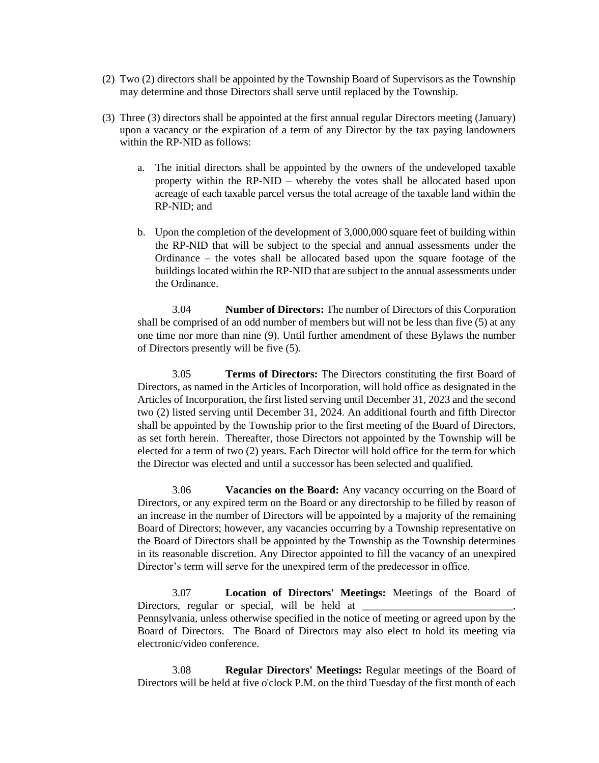(2) Two (2) directors shall be appointed by the Township Board of Supervisors as the Township may determine and those Directors shall serve until replaced by the Township.

(3) Three (3) directors shall be appointed at the first annual regular Directors meeting (January) upon a vacancy or the expiration of a term of any Director by the tax paying landowners within the RP-NID as follows:

   a. The initial directors shall be appointed by the owners of the undeveloped taxable property within the RP-NID – whereby the votes shall be allocated based upon acreage of each taxable parcel versus the total acreage of the taxable land within the RP-NID; and

   b. Upon the completion of the development of 3,000,000 square feet of building within the RP-NID that will be subject to the special and annual assessments under the Ordinance – the votes shall be allocated based upon the square footage of the buildings located within the RP-NID that are subject to the annual assessments under the Ordinance.

3.04 **Number of Directors:** The number of Directors of this Corporation shall be comprised of an odd number of members but will not be less than five (5) at any one time nor more than nine (9). Until further amendment of these Bylaws the number of Directors presently will be five (5).

3.05 **Terms of Directors:** The Directors constituting the first Board of Directors, as named in the Articles of Incorporation, will hold office as designated in the Articles of Incorporation, the first listed serving until December 31, 2023 and the second two (2) listed serving until December 31, 2024. An additional fourth and fifth Director shall be appointed by the Township prior to the first meeting of the Board of Directors, as set forth herein. Thereafter, those Directors not appointed by the Township will be elected for a term of two (2) years. Each Director will hold office for the term for which the Director was elected and until a successor has been selected and qualified.

3.06 **Vacancies on the Board:** Any vacancy occurring on the Board of Directors, or any expired term on the Board or any directorship to be filled by reason of an increase in the number of Directors will be appointed by a majority of the remaining Board of Directors; however, any vacancies occurring by a Township representative on the Board of Directors shall be appointed by the Township as the Township determines in its reasonable discretion. Any Director appointed to fill the vacancy of an unexpired Director's term will serve for the unexpired term of the predecessor in office.

3.07 **Location of Directors' Meetings:** Meetings of the Board of Directors, regular or special, will be held at ____________________________, Pennsylvania, unless otherwise specified in the notice of meeting or agreed upon by the Board of Directors. The Board of Directors may also elect to hold its meeting via electronic/video conference.

3.08 **Regular Directors' Meetings:** Regular meetings of the Board of Directors will be held at five o'clock P.M. on the third Tuesday of the first month of each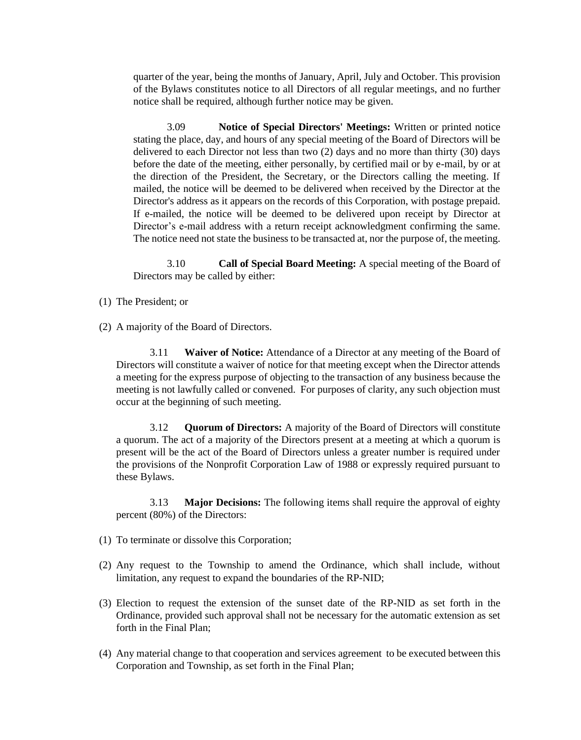quarter of the year, being the months of January, April, July and October. This provision of the Bylaws constitutes notice to all Directors of all regular meetings, and no further notice shall be required, although further notice may be given.

3.09 **Notice of Special Directors' Meetings:** Written or printed notice stating the place, day, and hours of any special meeting of the Board of Directors will be delivered to each Director not less than two (2) days and no more than thirty (30) days before the date of the meeting, either personally, by certified mail or by e-mail, by or at the direction of the President, the Secretary, or the Directors calling the meeting. If mailed, the notice will be deemed to be delivered when received by the Director at the Director's address as it appears on the records of this Corporation, with postage prepaid. If e-mailed, the notice will be deemed to be delivered upon receipt by Director at Director's e-mail address with a return receipt acknowledgment confirming the same. The notice need not state the business to be transacted at, nor the purpose of, the meeting.

3.10 **Call of Special Board Meeting:** A special meeting of the Board of Directors may be called by either:

(1) The President; or

(2) A majority of the Board of Directors.

3.11 **Waiver of Notice:** Attendance of a Director at any meeting of the Board of Directors will constitute a waiver of notice for that meeting except when the Director attends a meeting for the express purpose of objecting to the transaction of any business because the meeting is not lawfully called or convened. For purposes of clarity, any such objection must occur at the beginning of such meeting.

3.12 **Quorum of Directors:** A majority of the Board of Directors will constitute a quorum. The act of a majority of the Directors present at a meeting at which a quorum is present will be the act of the Board of Directors unless a greater number is required under the provisions of the Nonprofit Corporation Law of 1988 or expressly required pursuant to these Bylaws.

3.13 **Major Decisions:** The following items shall require the approval of eighty percent (80%) of the Directors:

(1) To terminate or dissolve this Corporation;

(2) Any request to the Township to amend the Ordinance, which shall include, without limitation, any request to expand the boundaries of the RP-NID;

(3) Election to request the extension of the sunset date of the RP-NID as set forth in the Ordinance, provided such approval shall not be necessary for the automatic extension as set forth in the Final Plan;

(4) Any material change to that cooperation and services agreement to be executed between this Corporation and Township, as set forth in the Final Plan;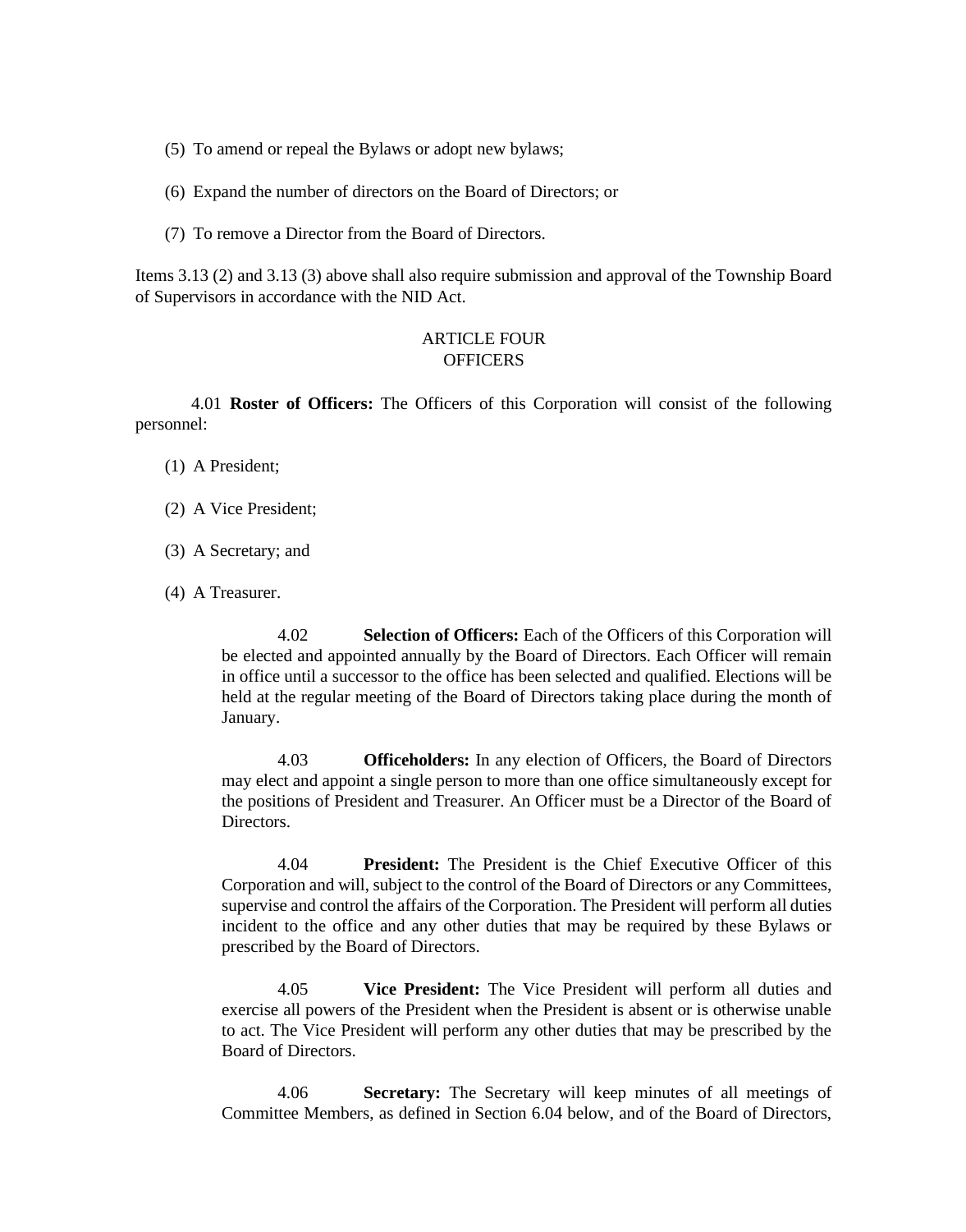(5) To amend or repeal the Bylaws or adopt new bylaws;

(6) Expand the number of directors on the Board of Directors; or

(7) To remove a Director from the Board of Directors.

Items 3.13 (2) and 3.13 (3) above shall also require submission and approval of the Township Board of Supervisors in accordance with the NID Act.

## ARTICLE FOUR
## OFFICERS

4.01 **Roster of Officers:** The Officers of this Corporation will consist of the following personnel:

(1) A President;

(2) A Vice President;

(3) A Secretary; and

(4) A Treasurer.

4.02 **Selection of Officers:** Each of the Officers of this Corporation will be elected and appointed annually by the Board of Directors. Each Officer will remain in office until a successor to the office has been selected and qualified. Elections will be held at the regular meeting of the Board of Directors taking place during the month of January.

4.03 **Officeholders:** In any election of Officers, the Board of Directors may elect and appoint a single person to more than one office simultaneously except for the positions of President and Treasurer. An Officer must be a Director of the Board of Directors.

4.04 **President:** The President is the Chief Executive Officer of this Corporation and will, subject to the control of the Board of Directors or any Committees, supervise and control the affairs of the Corporation. The President will perform all duties incident to the office and any other duties that may be required by these Bylaws or prescribed by the Board of Directors.

4.05 **Vice President:** The Vice President will perform all duties and exercise all powers of the President when the President is absent or is otherwise unable to act. The Vice President will perform any other duties that may be prescribed by the Board of Directors.

4.06 **Secretary:** The Secretary will keep minutes of all meetings of Committee Members, as defined in Section 6.04 below, and of the Board of Directors,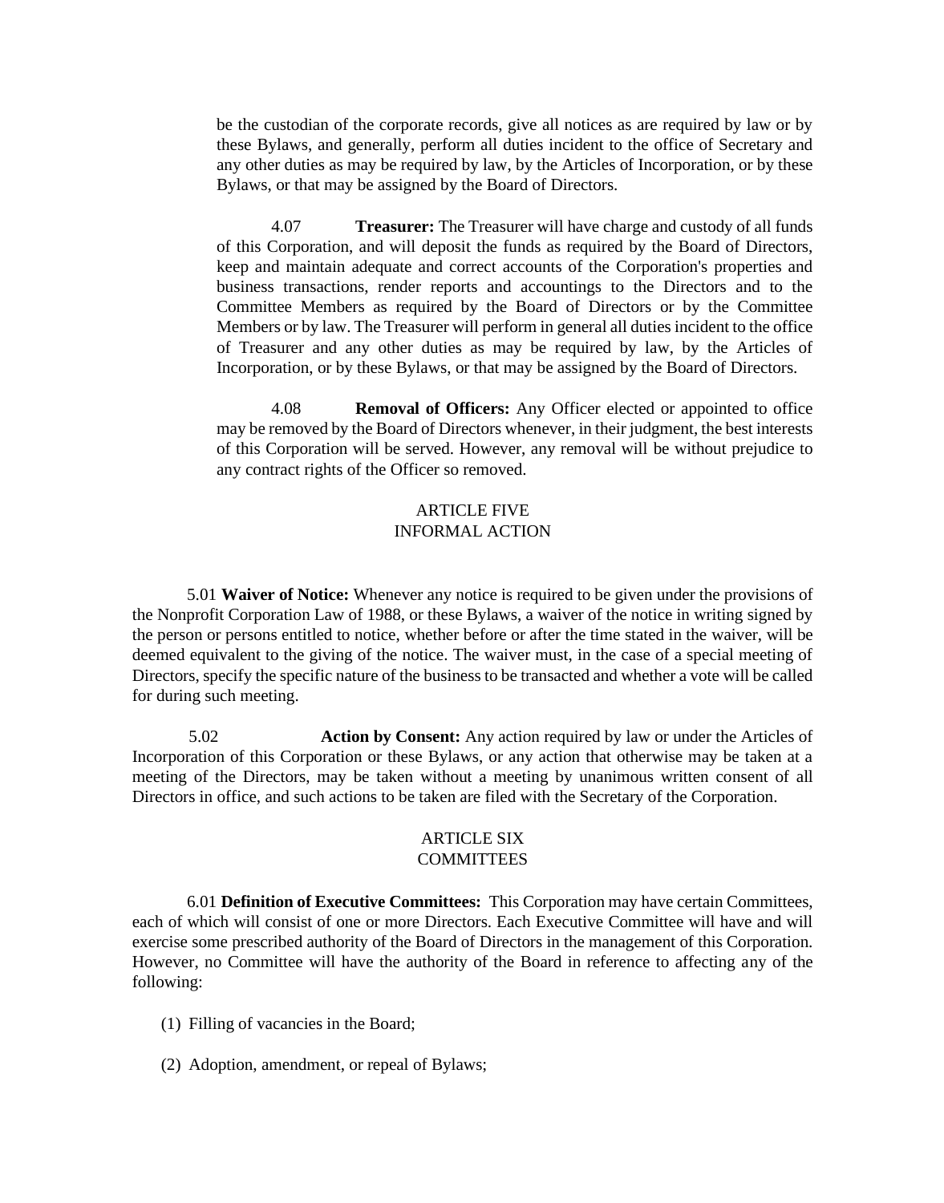be the custodian of the corporate records, give all notices as are required by law or by these Bylaws, and generally, perform all duties incident to the office of Secretary and any other duties as may be required by law, by the Articles of Incorporation, or by these Bylaws, or that may be assigned by the Board of Directors.

4.07 **Treasurer:** The Treasurer will have charge and custody of all funds of this Corporation, and will deposit the funds as required by the Board of Directors, keep and maintain adequate and correct accounts of the Corporation's properties and business transactions, render reports and accountings to the Directors and to the Committee Members as required by the Board of Directors or by the Committee Members or by law. The Treasurer will perform in general all duties incident to the office of Treasurer and any other duties as may be required by law, by the Articles of Incorporation, or by these Bylaws, or that may be assigned by the Board of Directors.

4.08 **Removal of Officers:** Any Officer elected or appointed to office may be removed by the Board of Directors whenever, in their judgment, the best interests of this Corporation will be served. However, any removal will be without prejudice to any contract rights of the Officer so removed.

## ARTICLE FIVE
## INFORMAL ACTION

5.01 **Waiver of Notice:** Whenever any notice is required to be given under the provisions of the Nonprofit Corporation Law of 1988, or these Bylaws, a waiver of the notice in writing signed by the person or persons entitled to notice, whether before or after the time stated in the waiver, will be deemed equivalent to the giving of the notice. The waiver must, in the case of a special meeting of Directors, specify the specific nature of the business to be transacted and whether a vote will be called for during such meeting.

5.02 **Action by Consent:** Any action required by law or under the Articles of Incorporation of this Corporation or these Bylaws, or any action that otherwise may be taken at a meeting of the Directors, may be taken without a meeting by unanimous written consent of all Directors in office, and such actions to be taken are filed with the Secretary of the Corporation.

## ARTICLE SIX
## COMMITTEES

6.01 **Definition of Executive Committees:** This Corporation may have certain Committees, each of which will consist of one or more Directors. Each Executive Committee will have and will exercise some prescribed authority of the Board of Directors in the management of this Corporation. However, no Committee will have the authority of the Board in reference to affecting any of the following:

(1) Filling of vacancies in the Board;

(2) Adoption, amendment, or repeal of Bylaws;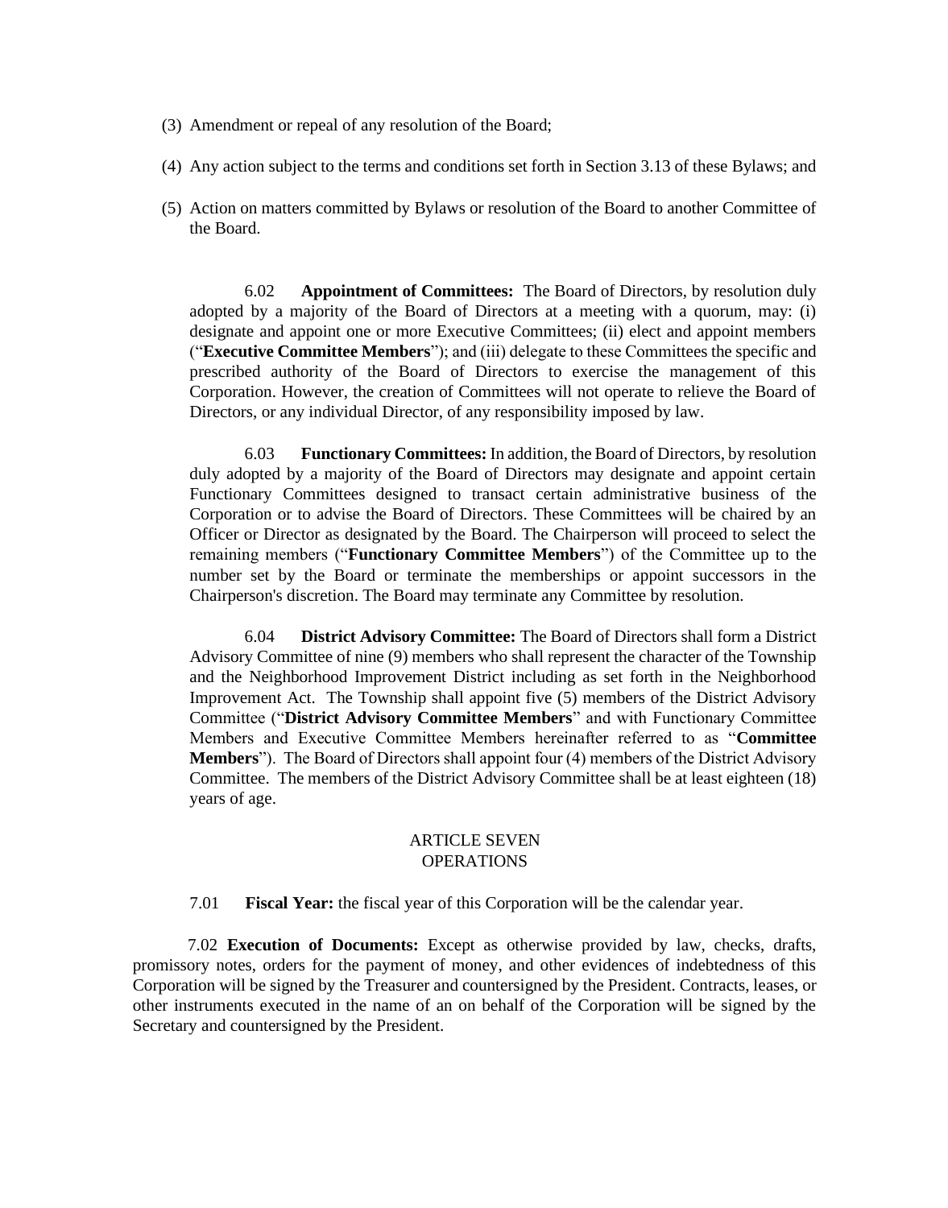(3) Amendment or repeal of any resolution of the Board;

(4) Any action subject to the terms and conditions set forth in Section 3.13 of these Bylaws; and

(5) Action on matters committed by Bylaws or resolution of the Board to another Committee of the Board.

6.02 **Appointment of Committees:** The Board of Directors, by resolution duly adopted by a majority of the Board of Directors at a meeting with a quorum, may: (i) designate and appoint one or more Executive Committees; (ii) elect and appoint members ("**Executive Committee Members**"); and (iii) delegate to these Committees the specific and prescribed authority of the Board of Directors to exercise the management of this Corporation. However, the creation of Committees will not operate to relieve the Board of Directors, or any individual Director, of any responsibility imposed by law.

6.03 **Functionary Committees:** In addition, the Board of Directors, by resolution duly adopted by a majority of the Board of Directors may designate and appoint certain Functionary Committees designed to transact certain administrative business of the Corporation or to advise the Board of Directors. These Committees will be chaired by an Officer or Director as designated by the Board. The Chairperson will proceed to select the remaining members ("**Functionary Committee Members**") of the Committee up to the number set by the Board or terminate the memberships or appoint successors in the Chairperson's discretion. The Board may terminate any Committee by resolution.

6.04 **District Advisory Committee:** The Board of Directors shall form a District Advisory Committee of nine (9) members who shall represent the character of the Township and the Neighborhood Improvement District including as set forth in the Neighborhood Improvement Act. The Township shall appoint five (5) members of the District Advisory Committee ("**District Advisory Committee Members**" and with Functionary Committee Members and Executive Committee Members hereinafter referred to as "**Committee Members**"). The Board of Directors shall appoint four (4) members of the District Advisory Committee. The members of the District Advisory Committee shall be at least eighteen (18) years of age.

## ARTICLE SEVEN
## OPERATIONS

7.01 **Fiscal Year:** the fiscal year of this Corporation will be the calendar year.

7.02 **Execution of Documents:** Except as otherwise provided by law, checks, drafts, promissory notes, orders for the payment of money, and other evidences of indebtedness of this Corporation will be signed by the Treasurer and countersigned by the President. Contracts, leases, or other instruments executed in the name of an on behalf of the Corporation will be signed by the Secretary and countersigned by the President.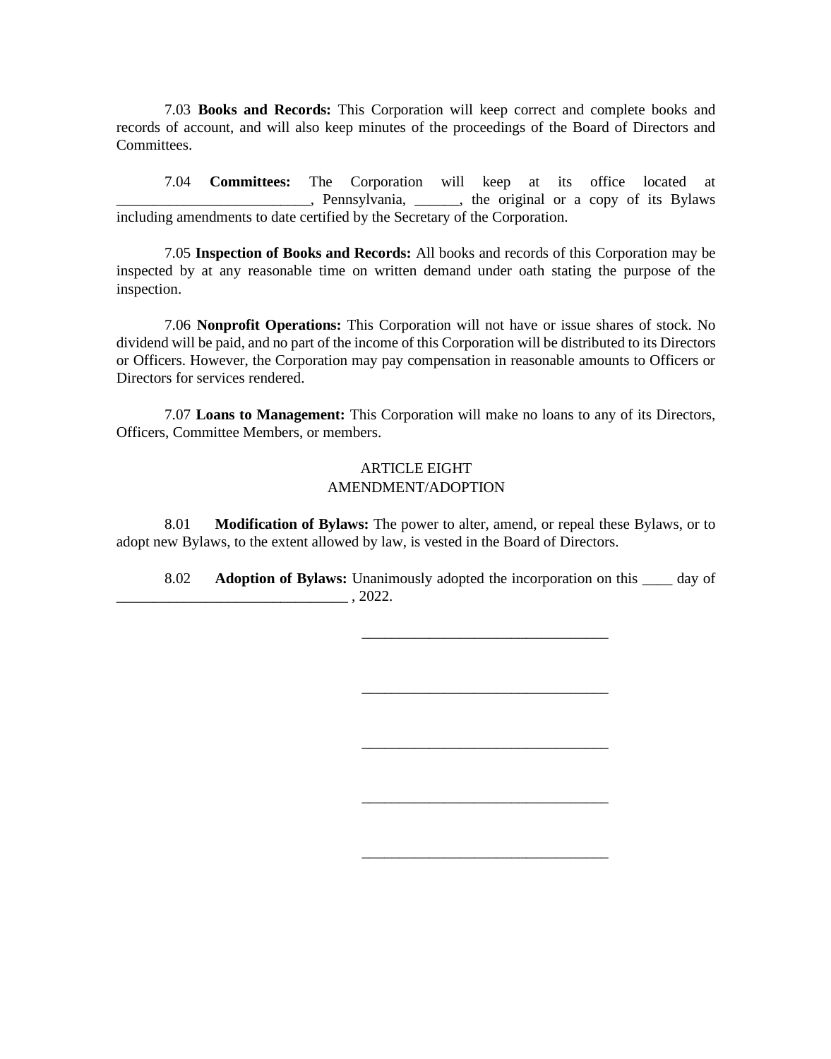7.03 **Books and Records:** This Corporation will keep correct and complete books and records of account, and will also keep minutes of the proceedings of the Board of Directors and Committees.

7.04 **Committees:** The Corporation will keep at its office located at __________________________, Pennsylvania, ______, the original or a copy of its Bylaws including amendments to date certified by the Secretary of the Corporation.

7.05 **Inspection of Books and Records:** All books and records of this Corporation may be inspected by at any reasonable time on written demand under oath stating the purpose of the inspection.

7.06 **Nonprofit Operations:** This Corporation will not have or issue shares of stock. No dividend will be paid, and no part of the income of this Corporation will be distributed to its Directors or Officers. However, the Corporation may pay compensation in reasonable amounts to Officers or Directors for services rendered.

7.07 **Loans to Management:** This Corporation will make no loans to any of its Directors, Officers, Committee Members, or members.

## ARTICLE EIGHT
## AMENDMENT/ADOPTION

8.01 **Modification of Bylaws:** The power to alter, amend, or repeal these Bylaws, or to adopt new Bylaws, to the extent allowed by law, is vested in the Board of Directors.

8.02 **Adoption of Bylaws:** Unanimously adopted the incorporation on this ____ day of ________________________________ , 2022.

_________________________________

_________________________________

_________________________________

_________________________________

_________________________________